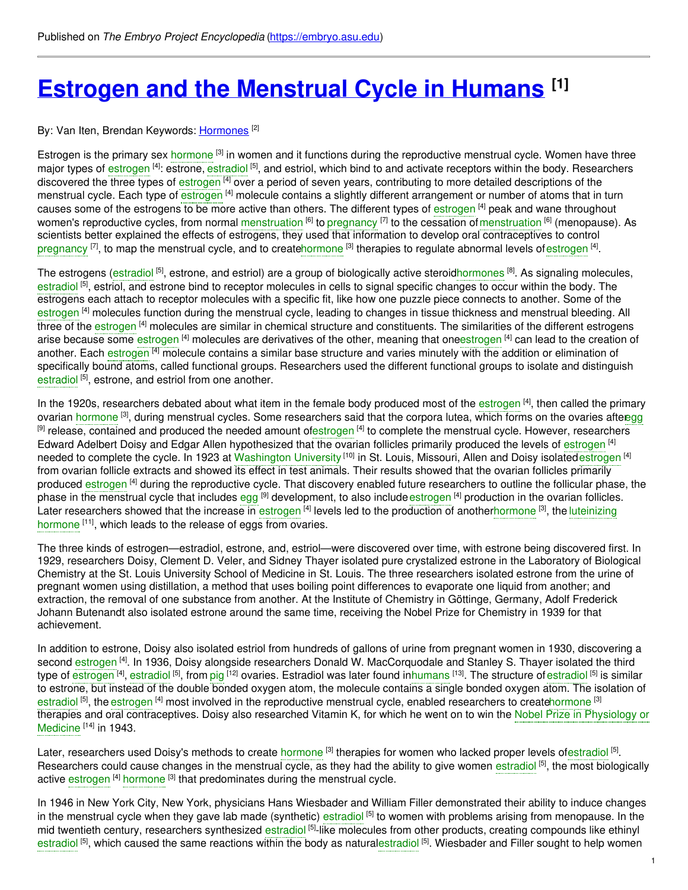Published on *The Embryo Project Encyclopedia* (https://embryo.asu.edu)

# Estrogen and the Menstrual Cycle in Humans [1]

By: Van Iten, Brendan Keywords: Hormones [2]

Estrogen is the primary sex hormone [3] in women and it functions during the reproductive menstrual cycle. Women have three major types of estrogen [4]: estrone, estradiol [5], and estriol, which bind to and activate receptors within the body. Researchers discovered the three types of estrogen [4] over a period of seven years, contributing to more detailed descriptions of the menstrual cycle. Each type of estrogen [4] molecule contains a slightly different arrangement or number of atoms that in turn causes some of the estrogens to be more active than others. The different types of estrogen [4] peak and wane throughout women's reproductive cycles, from normal menstruation [6] to pregnancy [7] to the cessation of menstruation [6] (menopause). As scientists better explained the effects of estrogens, they used that information to develop oral contraceptives to control pregnancy [7], to map the menstrual cycle, and to create hormone [3] therapies to regulate abnormal levels of estrogen [4].

The estrogens (estradiol [5], estrone, and estriol) are a group of biologically active steroid hormones [8]. As signaling molecules, estradiol [5], estriol, and estrone bind to receptor molecules in cells to signal specific changes to occur within the body. The estrogens each attach to receptor molecules with a specific fit, like how one puzzle piece connects to another. Some of the estrogen [4] molecules function during the menstrual cycle, leading to changes in tissue thickness and menstrual bleeding. All three of the estrogen [4] molecules are similar in chemical structure and constituents. The similarities of the different estrogens arise because some estrogen [4] molecules are derivatives of the other, meaning that one estrogen [4] can lead to the creation of another. Each estrogen [4] molecule contains a similar base structure and varies minutely with the addition or elimination of specifically bound atoms, called functional groups. Researchers used the different functional groups to isolate and distinguish estradiol [5], estrone, and estriol from one another.

In the 1920s, researchers debated about what item in the female body produced most of the estrogen [4], then called the primary ovarian hormone [3], during menstrual cycles. Some researchers said that the corpora lutea, which forms on the ovaries after egg [9] release, contained and produced the needed amount of estrogen [4] to complete the menstrual cycle. However, researchers Edward Adelbert Doisy and Edgar Allen hypothesized that the ovarian follicles primarily produced the levels of estrogen [4] needed to complete the cycle. In 1923 at Washington University [10] in St. Louis, Missouri, Allen and Doisy isolated estrogen [4] from ovarian follicle extracts and showed its effect in test animals. Their results showed that the ovarian follicles primarily produced estrogen [4] during the reproductive cycle. That discovery enabled future researchers to outline the follicular phase, the phase in the menstrual cycle that includes egg [9] development, to also include estrogen [4] production in the ovarian follicles. Later researchers showed that the increase in estrogen [4] levels led to the production of another hormone [3], the luteinizing hormone [11], which leads to the release of eggs from ovaries.

The three kinds of estrogen—estradiol, estrone, and, estriol—were discovered over time, with estrone being discovered first. In 1929, researchers Doisy, Clement D. Veler, and Sidney Thayer isolated pure crystalized estrone in the Laboratory of Biological Chemistry at the St. Louis University School of Medicine in St. Louis. The three researchers isolated estrone from the urine of pregnant women using distillation, a method that uses boiling point differences to evaporate one liquid from another; and extraction, the removal of one substance from another. At the Institute of Chemistry in Göttinge, Germany, Adolf Frederick Johann Butenandt also isolated estrone around the same time, receiving the Nobel Prize for Chemistry in 1939 for that achievement.

In addition to estrone, Doisy also isolated estriol from hundreds of gallons of urine from pregnant women in 1930, discovering a second estrogen [4]. In 1936, Doisy alongside researchers Donald W. MacCorquodale and Stanley S. Thayer isolated the third type of estrogen [4], estradiol [5], from pig [12] ovaries. Estradiol was later found in humans [13]. The structure of estradiol [5] is similar to estrone, but instead of the double bonded oxygen atom, the molecule contains a single bonded oxygen atom. The isolation of estradiol [5], the estrogen [4] most involved in the reproductive menstrual cycle, enabled researchers to create hormone [3] therapies and oral contraceptives. Doisy also researched Vitamin K, for which he went on to win the Nobel Prize in Physiology or Medicine [14] in 1943.

Later, researchers used Doisy's methods to create hormone [3] therapies for women who lacked proper levels of estradiol [5]. Researchers could cause changes in the menstrual cycle, as they had the ability to give women estradiol [5], the most biologically active estrogen [4] hormone [3] that predominates during the menstrual cycle.

In 1946 in New York City, New York, physicians Hans Wiesbader and William Filler demonstrated their ability to induce changes in the menstrual cycle when they gave lab made (synthetic) estradiol [5] to women with problems arising from menopause. In the mid twentieth century, researchers synthesized estradiol [5]-like molecules from other products, creating compounds like ethinyl estradiol [5], which caused the same reactions within the body as natural estradiol [5]. Wiesbader and Filler sought to help women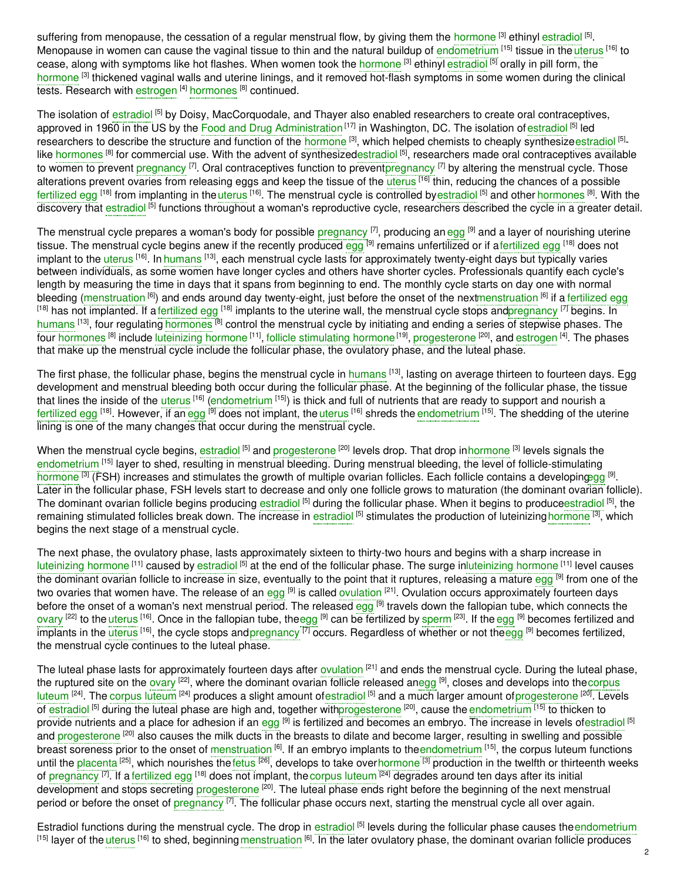suffering from menopause, the cessation of a regular menstrual flow, by giving them the hormone [3] ethinyl estradiol [5]. Menopause in women can cause the vaginal tissue to thin and the natural buildup of endometrium [15] tissue in the uterus [16] to cease, along with symptoms like hot flashes. When women took the hormone [3] ethinyl estradiol [5] orally in pill form, the hormone [3] thickened vaginal walls and uterine linings, and it removed hot-flash symptoms in some women during the clinical tests. Research with estrogen [4] hormones [8] continued.

The isolation of estradiol [5] by Doisy, MacCorquodale, and Thayer also enabled researchers to create oral contraceptives, approved in 1960 in the US by the Food and Drug Administration [17] in Washington, DC. The isolation of estradiol [5] led researchers to describe the structure and function of the hormone [3], which helped chemists to cheaply synthesize estradiol [5]-like hormones [8] for commercial use. With the advent of synthesized estradiol [5], researchers made oral contraceptives available to women to prevent pregnancy [7]. Oral contraceptives function to prevent pregnancy [7] by altering the menstrual cycle. Those alterations prevent ovaries from releasing eggs and keep the tissue of the uterus [16] thin, reducing the chances of a possible fertilized egg [18] from implanting in the uterus [16]. The menstrual cycle is controlled by estradiol [5] and other hormones [8]. With the discovery that estradiol [5] functions throughout a woman's reproductive cycle, researchers described the cycle in a greater detail.

The menstrual cycle prepares a woman's body for possible pregnancy [7], producing an egg [9] and a layer of nourishing uterine tissue. The menstrual cycle begins anew if the recently produced egg [9] remains unfertilized or if a fertilized egg [18] does not implant to the uterus [16]. In humans [13], each menstrual cycle lasts for approximately twenty-eight days but typically varies between individuals, as some women have longer cycles and others have shorter cycles. Professionals quantify each cycle's length by measuring the time in days that it spans from beginning to end. The monthly cycle starts on day one with normal bleeding (menstruation [6]) and ends around day twenty-eight, just before the onset of the next menstruation [6] if a fertilized egg [18] has not implanted. If a fertilized egg [18] implants to the uterine wall, the menstrual cycle stops and pregnancy [7] begins. In humans [13], four regulating hormones [8] control the menstrual cycle by initiating and ending a series of stepwise phases. The four hormones [8] include luteinizing hormone [11], follicle stimulating hormone [19], progesterone [20], and estrogen [4]. The phases that make up the menstrual cycle include the follicular phase, the ovulatory phase, and the luteal phase.

The first phase, the follicular phase, begins the menstrual cycle in humans [13], lasting on average thirteen to fourteen days. Egg development and menstrual bleeding both occur during the follicular phase. At the beginning of the follicular phase, the tissue that lines the inside of the uterus [16] (endometrium [15]) is thick and full of nutrients that are ready to support and nourish a fertilized egg [18]. However, if an egg [9] does not implant, the uterus [16] shreds the endometrium [15]. The shedding of the uterine lining is one of the many changes that occur during the menstrual cycle.

When the menstrual cycle begins, estradiol [5] and progesterone [20] levels drop. That drop in hormone [3] levels signals the endometrium [15] layer to shed, resulting in menstrual bleeding. During menstrual bleeding, the level of follicle-stimulating hormone [3] (FSH) increases and stimulates the growth of multiple ovarian follicles. Each follicle contains a developing egg [9]. Later in the follicular phase, FSH levels start to decrease and only one follicle grows to maturation (the dominant ovarian follicle). The dominant ovarian follicle begins producing estradiol [5] during the follicular phase. When it begins to produce estradiol [5], the remaining stimulated follicles break down. The increase in estradiol [5] stimulates the production of luteinizing hormone [3], which begins the next stage of a menstrual cycle.

The next phase, the ovulatory phase, lasts approximately sixteen to thirty-two hours and begins with a sharp increase in luteinizing hormone [11] caused by estradiol [5] at the end of the follicular phase. The surge in luteinizing hormone [11] level causes the dominant ovarian follicle to increase in size, eventually to the point that it ruptures, releasing a mature egg [9] from one of the two ovaries that women have. The release of an egg [9] is called ovulation [21]. Ovulation occurs approximately fourteen days before the onset of a woman's next menstrual period. The released egg [9] travels down the fallopian tube, which connects the ovary [22] to the uterus [16]. Once in the fallopian tube, the egg [9] can be fertilized by sperm [23]. If the egg [9] becomes fertilized and implants in the uterus [16], the cycle stops and pregnancy [7] occurs. Regardless of whether or not the egg [9] becomes fertilized, the menstrual cycle continues to the luteal phase.

The luteal phase lasts for approximately fourteen days after ovulation [21] and ends the menstrual cycle. During the luteal phase, the ruptured site on the ovary [22], where the dominant ovarian follicle released an egg [9], closes and develops into the corpus luteum [24]. The corpus luteum [24] produces a slight amount of estradiol [5] and a much larger amount of progesterone [20]. Levels of estradiol [5] during the luteal phase are high and, together with progesterone [20], cause the endometrium [15] to thicken to provide nutrients and a place for adhesion if an egg [9] is fertilized and becomes an embryo. The increase in levels of estradiol [5] and progesterone [20] also causes the milk ducts in the breasts to dilate and become larger, resulting in swelling and possible breast soreness prior to the onset of menstruation [6]. If an embryo implants to the endometrium [15], the corpus luteum functions until the placenta [25], which nourishes the fetus [26], develops to take over hormone [3] production in the twelfth or thirteenth weeks of pregnancy [7]. If a fertilized egg [18] does not implant, the corpus luteum [24] degrades around ten days after its initial development and stops secreting progesterone [20]. The luteal phase ends right before the beginning of the next menstrual period or before the onset of pregnancy [7]. The follicular phase occurs next, starting the menstrual cycle all over again.

Estradiol functions during the menstrual cycle. The drop in estradiol [5] levels during the follicular phase causes the endometrium [15] layer of the uterus [16] to shed, beginning menstruation [6]. In the later ovulatory phase, the dominant ovarian follicle produces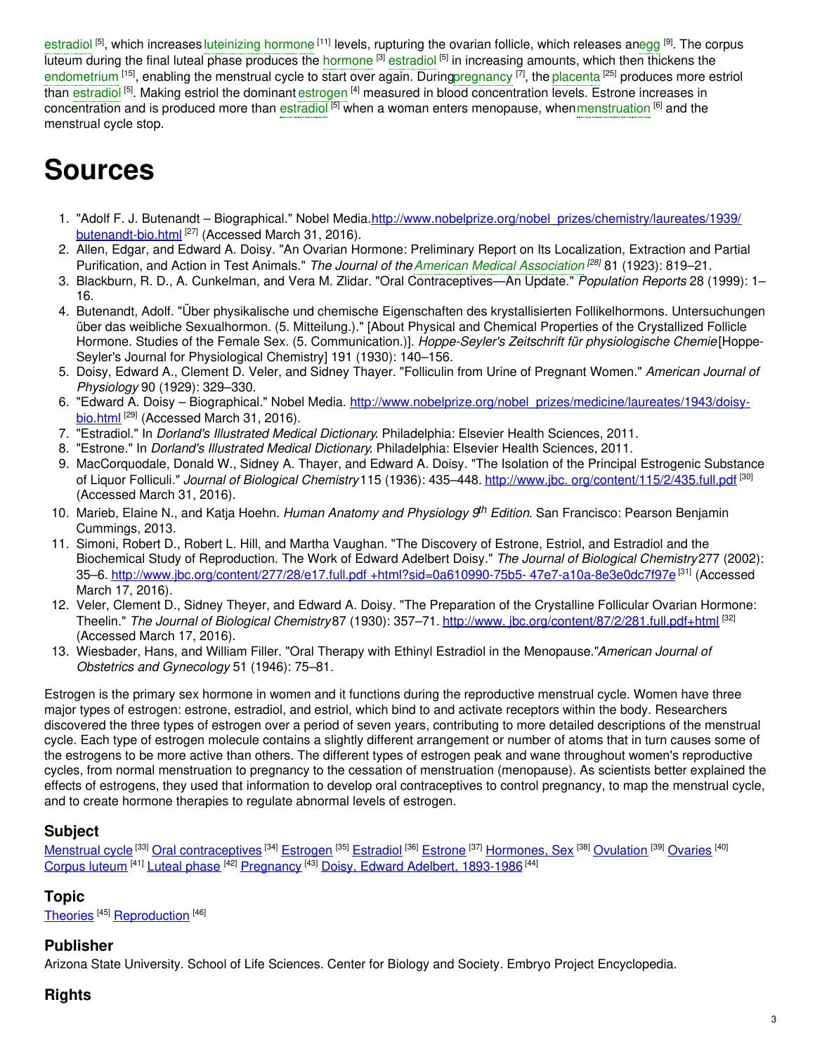estradiol [5], which increases luteinizing hormone [11] levels, rupturing the ovarian follicle, which releases an egg [9]. The corpus luteum during the final luteal phase produces the hormone [3] estradiol [5] in increasing amounts, which then thickens the endometrium [15], enabling the menstrual cycle to start over again. During pregnancy [7], the placenta [25] produces more estriol than estradiol [5]. Making estriol the dominant estrogen [4] measured in blood concentration levels. Estrone increases in concentration and is produced more than estradiol [5] when a woman enters menopause, when menstruation [6] and the menstrual cycle stop.

# Sources

1. "Adolf F. J. Butenandt – Biographical." Nobel Media. http://www.nobelprize.org/nobel_prizes/chemistry/laureates/1939/butenandt-bio.html [27] (Accessed March 31, 2016).
2. Allen, Edgar, and Edward A. Doisy. "An Ovarian Hormone: Preliminary Report on Its Localization, Extraction and Partial Purification, and Action in Test Animals." *The Journal of the American Medical Association* [28] 81 (1923): 819–21.
3. Blackburn, R. D., A. Cunkelman, and Vera M. Zlidar. "Oral Contraceptives—An Update." *Population Reports* 28 (1999): 1–16.
4. Butenandt, Adolf. "Über physikalische und chemische Eigenschaften des krystallisierten Follikelhormons. Untersuchungen über das weibliche Sexualhormon. (5. Mitteilung.)." [About Physical and Chemical Properties of the Crystallized Follicle Hormone. Studies of the Female Sex. (5. Communication.)]. *Hoppe-Seyler's Zeitschrift für physiologische Chemie* [Hoppe-Seyler's Journal for Physiological Chemistry] 191 (1930): 140–156.
5. Doisy, Edward A., Clement D. Veler, and Sidney Thayer. "Folliculin from Urine of Pregnant Women." *American Journal of Physiology* 90 (1929): 329–330.
6. "Edward A. Doisy – Biographical." Nobel Media. http://www.nobelprize.org/nobel_prizes/medicine/laureates/1943/doisy-bio.html [29] (Accessed March 31, 2016).
7. "Estradiol." In *Dorland's Illustrated Medical Dictionary*. Philadelphia: Elsevier Health Sciences, 2011.
8. "Estrone." In *Dorland's Illustrated Medical Dictionary*. Philadelphia: Elsevier Health Sciences, 2011.
9. MacCorquodale, Donald W., Sidney A. Thayer, and Edward A. Doisy. "The Isolation of the Principal Estrogenic Substance of Liquor Folliculi." *Journal of Biological Chemistry* 115 (1936): 435–448. http://www.jbc. org/content/115/2/435.full.pdf [30] (Accessed March 31, 2016).
10. Marieb, Elaine N., and Katja Hoehn. *Human Anatomy and Physiology 9th Edition*. San Francisco: Pearson Benjamin Cummings, 2013.
11. Simoni, Robert D., Robert L. Hill, and Martha Vaughan. "The Discovery of Estrone, Estriol, and Estradiol and the Biochemical Study of Reproduction. The Work of Edward Adelbert Doisy." *The Journal of Biological Chemistry* 277 (2002): 35–6. http://www.jbc.org/content/277/28/e17.full.pdf +html?sid=0a610990-75b5- 47e7-a10a-8e3e0dc7f97e [31] (Accessed March 17, 2016).
12. Veler, Clement D., Sidney Theyer, and Edward A. Doisy. "The Preparation of the Crystalline Follicular Ovarian Hormone: Theelin." *The Journal of Biological Chemistry* 87 (1930): 357–71. http://www. jbc.org/content/87/2/281.full.pdf+html [32] (Accessed March 17, 2016).
13. Wiesbader, Hans, and William Filler. "Oral Therapy with Ethinyl Estradiol in the Menopause." *American Journal of Obstetrics and Gynecology* 51 (1946): 75–81.

Estrogen is the primary sex hormone in women and it functions during the reproductive menstrual cycle. Women have three major types of estrogen: estrone, estradiol, and estriol, which bind to and activate receptors within the body. Researchers discovered the three types of estrogen over a period of seven years, contributing to more detailed descriptions of the menstrual cycle. Each type of estrogen molecule contains a slightly different arrangement or number of atoms that in turn causes some of the estrogens to be more active than others. The different types of estrogen peak and wane throughout women's reproductive cycles, from normal menstruation to pregnancy to the cessation of menstruation (menopause). As scientists better explained the effects of estrogens, they used that information to develop oral contraceptives to control pregnancy, to map the menstrual cycle, and to create hormone therapies to regulate abnormal levels of estrogen.

## Subject

Menstrual cycle [33] Oral contraceptives [34] Estrogen [35] Estradiol [36] Estrone [37] Hormones, Sex [38] Ovulation [39] Ovaries [40] Corpus luteum [41] Luteal phase [42] Pregnancy [43] Doisy, Edward Adelbert, 1893-1986 [44]

## Topic

Theories [45] Reproduction [46]

## Publisher

Arizona State University. School of Life Sciences. Center for Biology and Society. Embryo Project Encyclopedia.

## Rights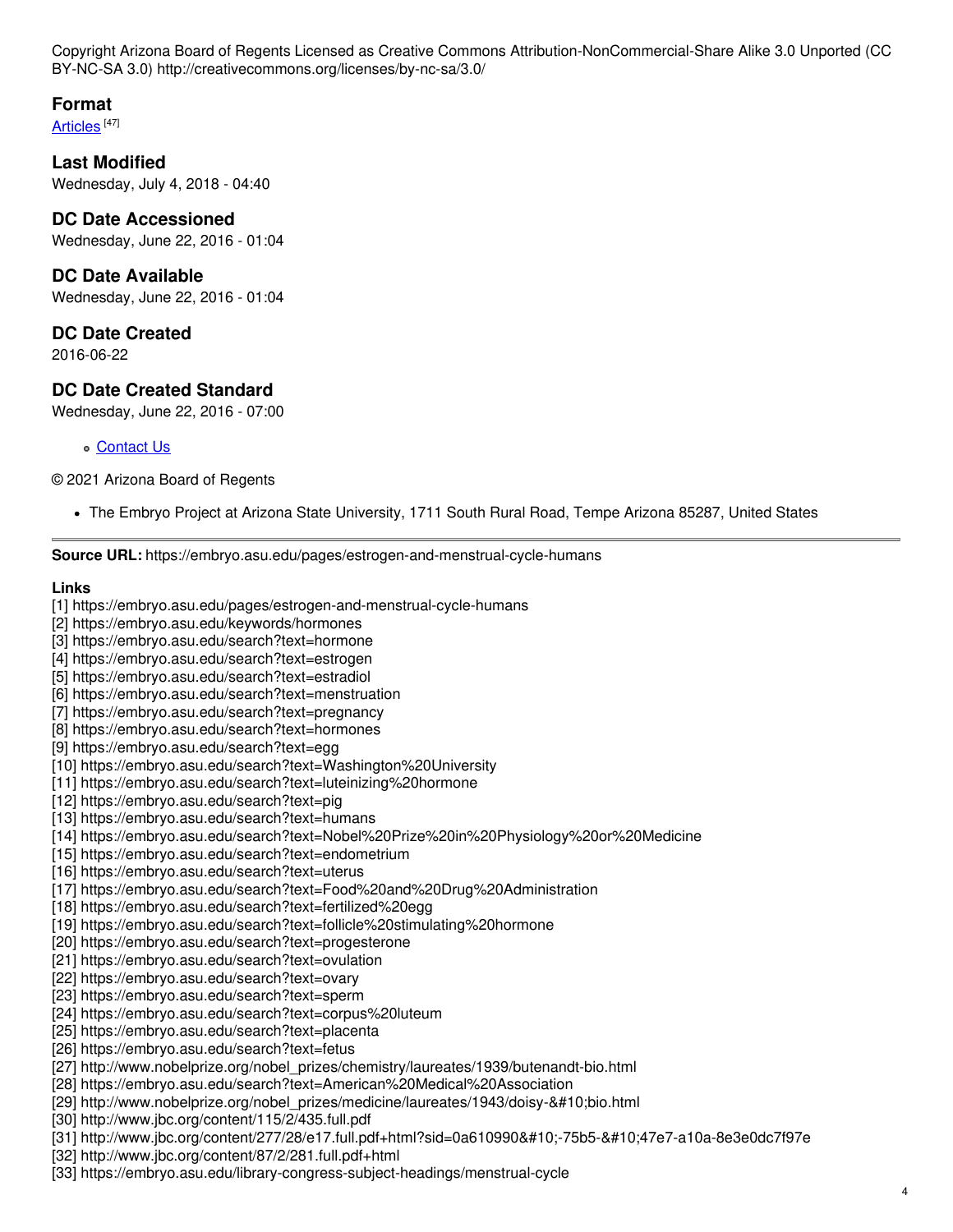Copyright Arizona Board of Regents Licensed as Creative Commons Attribution-NonCommercial-Share Alike 3.0 Unported (CC BY-NC-SA 3.0) http://creativecommons.org/licenses/by-nc-sa/3.0/

### Format

Articles [47]

### Last Modified

Wednesday, July 4, 2018 - 04:40

### DC Date Accessioned

Wednesday, June 22, 2016 - 01:04

### DC Date Available

Wednesday, June 22, 2016 - 01:04

### DC Date Created

2016-06-22

### DC Date Created Standard

Wednesday, June 22, 2016 - 07:00

- Contact Us

© 2021 Arizona Board of Regents

- The Embryo Project at Arizona State University, 1711 South Rural Road, Tempe Arizona 85287, United States

---

**Source URL:** https://embryo.asu.edu/pages/estrogen-and-menstrual-cycle-humans

**Links**

[1] https://embryo.asu.edu/pages/estrogen-and-menstrual-cycle-humans
[2] https://embryo.asu.edu/keywords/hormones
[3] https://embryo.asu.edu/search?text=hormone
[4] https://embryo.asu.edu/search?text=estrogen
[5] https://embryo.asu.edu/search?text=estradiol
[6] https://embryo.asu.edu/search?text=menstruation
[7] https://embryo.asu.edu/search?text=pregnancy
[8] https://embryo.asu.edu/search?text=hormones
[9] https://embryo.asu.edu/search?text=egg
[10] https://embryo.asu.edu/search?text=Washington%20University
[11] https://embryo.asu.edu/search?text=luteinizing%20hormone
[12] https://embryo.asu.edu/search?text=pig
[13] https://embryo.asu.edu/search?text=humans
[14] https://embryo.asu.edu/search?text=Nobel%20Prize%20in%20Physiology%20or%20Medicine
[15] https://embryo.asu.edu/search?text=endometrium
[16] https://embryo.asu.edu/search?text=uterus
[17] https://embryo.asu.edu/search?text=Food%20and%20Drug%20Administration
[18] https://embryo.asu.edu/search?text=fertilized%20egg
[19] https://embryo.asu.edu/search?text=follicle%20stimulating%20hormone
[20] https://embryo.asu.edu/search?text=progesterone
[21] https://embryo.asu.edu/search?text=ovulation
[22] https://embryo.asu.edu/search?text=ovary
[23] https://embryo.asu.edu/search?text=sperm
[24] https://embryo.asu.edu/search?text=corpus%20luteum
[25] https://embryo.asu.edu/search?text=placenta
[26] https://embryo.asu.edu/search?text=fetus
[27] http://www.nobelprize.org/nobel_prizes/chemistry/laureates/1939/butenandt-bio.html
[28] https://embryo.asu.edu/search?text=American%20Medical%20Association
[29] http://www.nobelprize.org/nobel_prizes/medicine/laureates/1943/doisy-&#10;bio.html
[30] http://www.jbc.org/content/115/2/435.full.pdf
[31] http://www.jbc.org/content/277/28/e17.full.pdf+html?sid=0a610990&#10;-75b5-&#10;47e7-a10a-8e3e0dc7f97e
[32] http://www.jbc.org/content/87/2/281.full.pdf+html
[33] https://embryo.asu.edu/library-congress-subject-headings/menstrual-cycle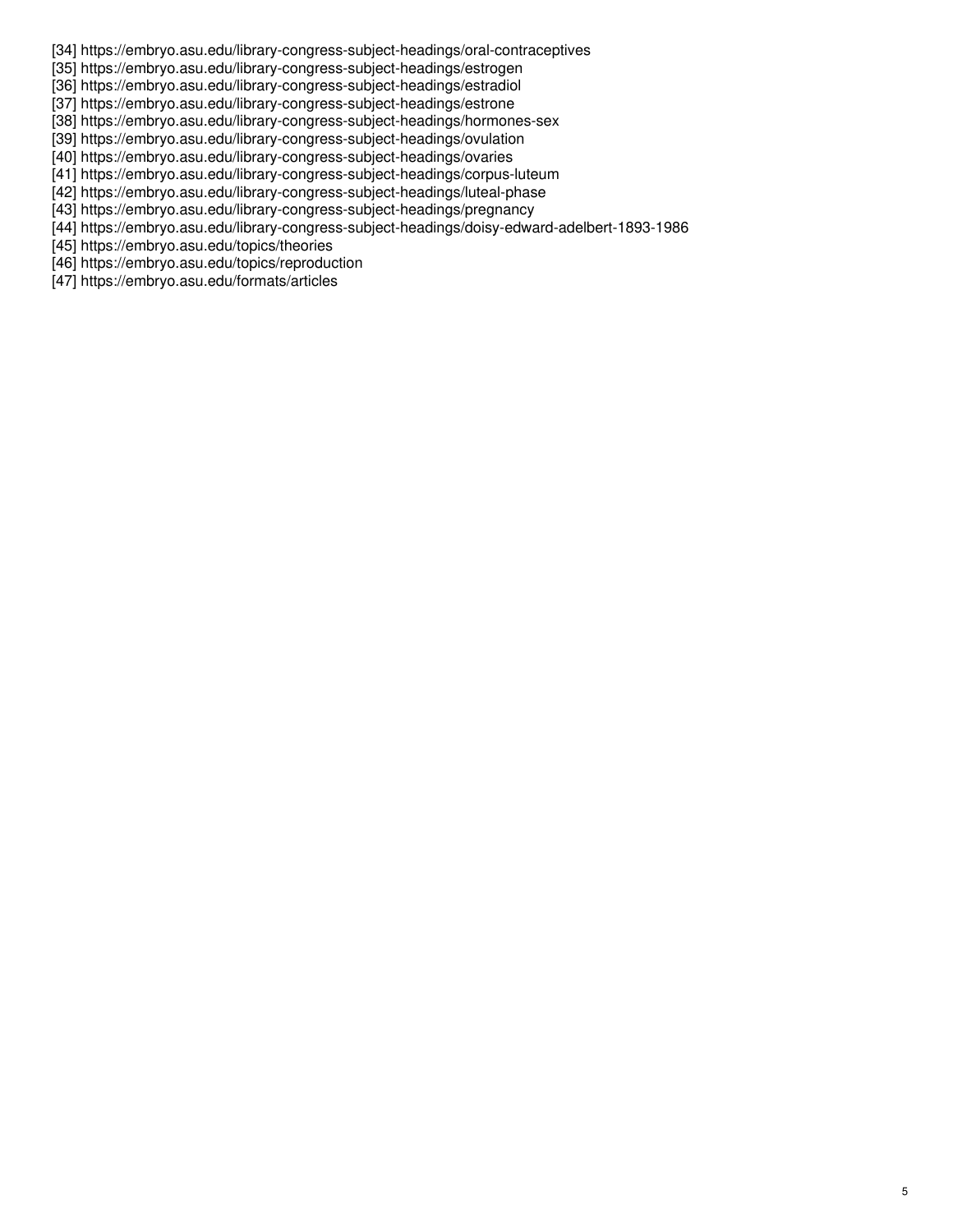[34] https://embryo.asu.edu/library-congress-subject-headings/oral-contraceptives
[35] https://embryo.asu.edu/library-congress-subject-headings/estrogen
[36] https://embryo.asu.edu/library-congress-subject-headings/estradiol
[37] https://embryo.asu.edu/library-congress-subject-headings/estrone
[38] https://embryo.asu.edu/library-congress-subject-headings/hormones-sex
[39] https://embryo.asu.edu/library-congress-subject-headings/ovulation
[40] https://embryo.asu.edu/library-congress-subject-headings/ovaries
[41] https://embryo.asu.edu/library-congress-subject-headings/corpus-luteum
[42] https://embryo.asu.edu/library-congress-subject-headings/luteal-phase
[43] https://embryo.asu.edu/library-congress-subject-headings/pregnancy
[44] https://embryo.asu.edu/library-congress-subject-headings/doisy-edward-adelbert-1893-1986
[45] https://embryo.asu.edu/topics/theories
[46] https://embryo.asu.edu/topics/reproduction
[47] https://embryo.asu.edu/formats/articles